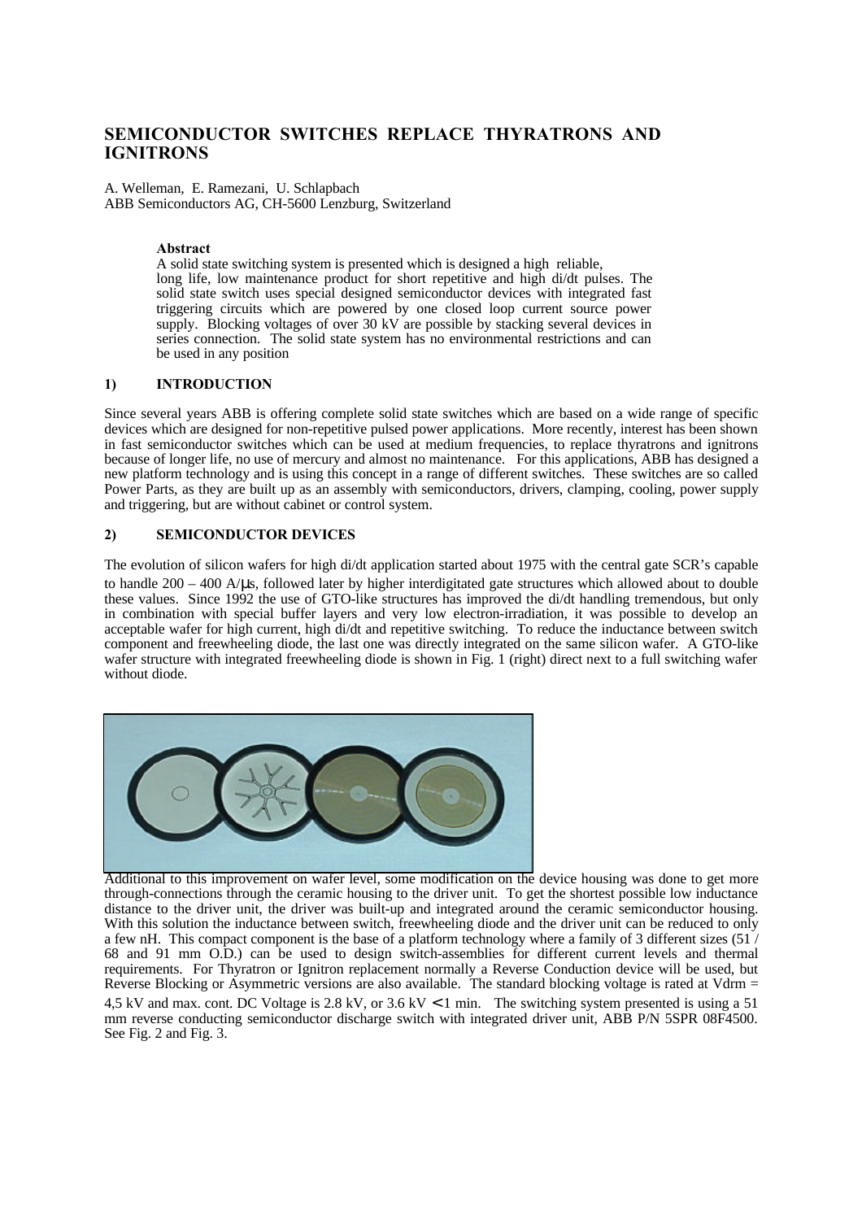# SEMICONDUCTOR SWITCHES REPLACE THYRATRONS AND IGNITRONS

A. Welleman, E. Ramezani, U. Schlapbach
ABB Semiconductors AG, CH-5600 Lenzburg, Switzerland

**Abstract**
A solid state switching system is presented which is designed a high reliable, long life, low maintenance product for short repetitive and high di/dt pulses. The solid state switch uses special designed semiconductor devices with integrated fast triggering circuits which are powered by one closed loop current source power supply. Blocking voltages of over 30 kV are possible by stacking several devices in series connection. The solid state system has no environmental restrictions and can be used in any position

## 1) INTRODUCTION

Since several years ABB is offering complete solid state switches which are based on a wide range of specific devices which are designed for non-repetitive pulsed power applications. More recently, interest has been shown in fast semiconductor switches which can be used at medium frequencies, to replace thyratrons and ignitrons because of longer life, no use of mercury and almost no maintenance. For this applications, ABB has designed a new platform technology and is using this concept in a range of different switches. These switches are so called Power Parts, as they are built up as an assembly with semiconductors, drivers, clamping, cooling, power supply and triggering, but are without cabinet or control system.

## 2) SEMICONDUCTOR DEVICES

The evolution of silicon wafers for high di/dt application started about 1975 with the central gate SCR's capable to handle 200 – 400 A/µs, followed later by higher interdigitated gate structures which allowed about to double these values. Since 1992 the use of GTO-like structures has improved the di/dt handling tremendous, but only in combination with special buffer layers and very low electron-irradiation, it was possible to develop an acceptable wafer for high current, high di/dt and repetitive switching. To reduce the inductance between switch component and freewheeling diode, the last one was directly integrated on the same silicon wafer. A GTO-like wafer structure with integrated freewheeling diode is shown in Fig. 1 (right) direct next to a full switching wafer without diode.

Additional to this improvement on wafer level, some modification on the device housing was done to get more through-connections through the ceramic housing to the driver unit. To get the shortest possible low inductance distance to the driver unit, the driver was built-up and integrated around the ceramic semiconductor housing. With this solution the inductance between switch, freewheeling diode and the driver unit can be reduced to only a few nH. This compact component is the base of a platform technology where a family of 3 different sizes (51 / 68 and 91 mm O.D.) can be used to design switch-assemblies for different current levels and thermal requirements. For Thyratron or Ignitron replacement normally a Reverse Conduction device will be used, but Reverse Blocking or Asymmetric versions are also available. The standard blocking voltage is rated at Vdrm = 4,5 kV and max. cont. DC Voltage is 2.8 kV, or 3.6 kV < 1 min. The switching system presented is using a 51 mm reverse conducting semiconductor discharge switch with integrated driver unit, ABB P/N 5SPR 08F4500. See Fig. 2 and Fig. 3.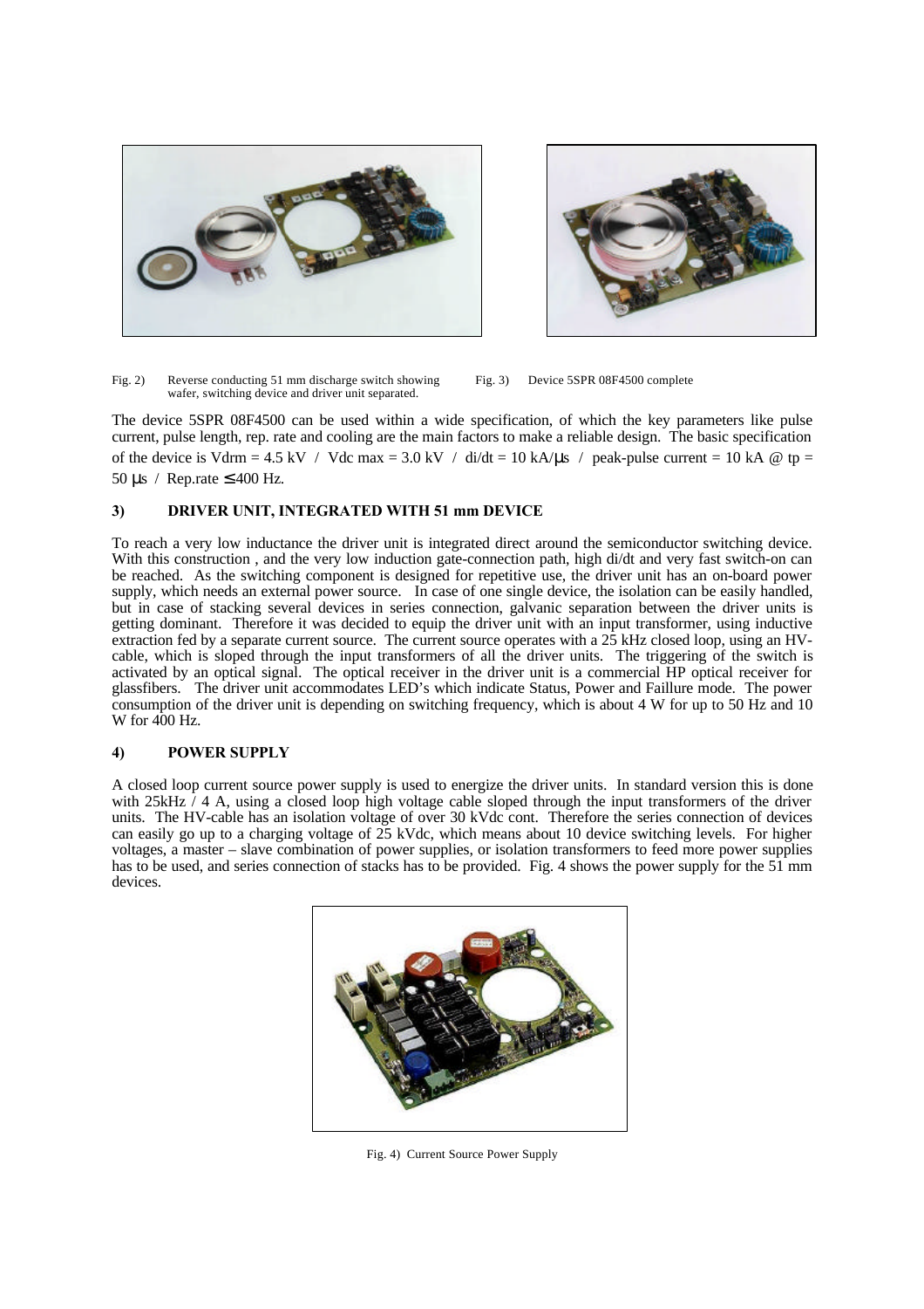Fig. 2) Reverse conducting 51 mm discharge switch showing wafer, switching device and driver unit separated.

Fig. 3) Device 5SPR 08F4500 complete

The device 5SPR 08F4500 can be used within a wide specification, of which the key parameters like pulse current, pulse length, rep. rate and cooling are the main factors to make a reliable design. The basic specification of the device is Vdrm = 4.5 kV / Vdc max = 3.0 kV / di/dt = 10 kA/µs / peak-pulse current = 10 kA @ tp = 50 µs / Rep.rate ≤ 400 Hz.

## 3) DRIVER UNIT, INTEGRATED WITH 51 mm DEVICE

To reach a very low inductance the driver unit is integrated direct around the semiconductor switching device. With this construction , and the very low induction gate-connection path, high di/dt and very fast switch-on can be reached. As the switching component is designed for repetitive use, the driver unit has an on-board power supply, which needs an external power source. In case of one single device, the isolation can be easily handled, but in case of stacking several devices in series connection, galvanic separation between the driver units is getting dominant. Therefore it was decided to equip the driver unit with an input transformer, using inductive extraction fed by a separate current source. The current source operates with a 25 kHz closed loop, using an HV-cable, which is sloped through the input transformers of all the driver units. The triggering of the switch is activated by an optical signal. The optical receiver in the driver unit is a commercial HP optical receiver for glassfibers. The driver unit accommodates LED's which indicate Status, Power and Faillure mode. The power consumption of the driver unit is depending on switching frequency, which is about 4 W for up to 50 Hz and 10 W for 400 Hz.

## 4) POWER SUPPLY

A closed loop current source power supply is used to energize the driver units. In standard version this is done with 25kHz / 4 A, using a closed loop high voltage cable sloped through the input transformers of the driver units. The HV-cable has an isolation voltage of over 30 kVdc cont. Therefore the series connection of devices can easily go up to a charging voltage of 25 kVdc, which means about 10 device switching levels. For higher voltages, a master – slave combination of power supplies, or isolation transformers to feed more power supplies has to be used, and series connection of stacks has to be provided. Fig. 4 shows the power supply for the 51 mm devices.

Fig. 4) Current Source Power Supply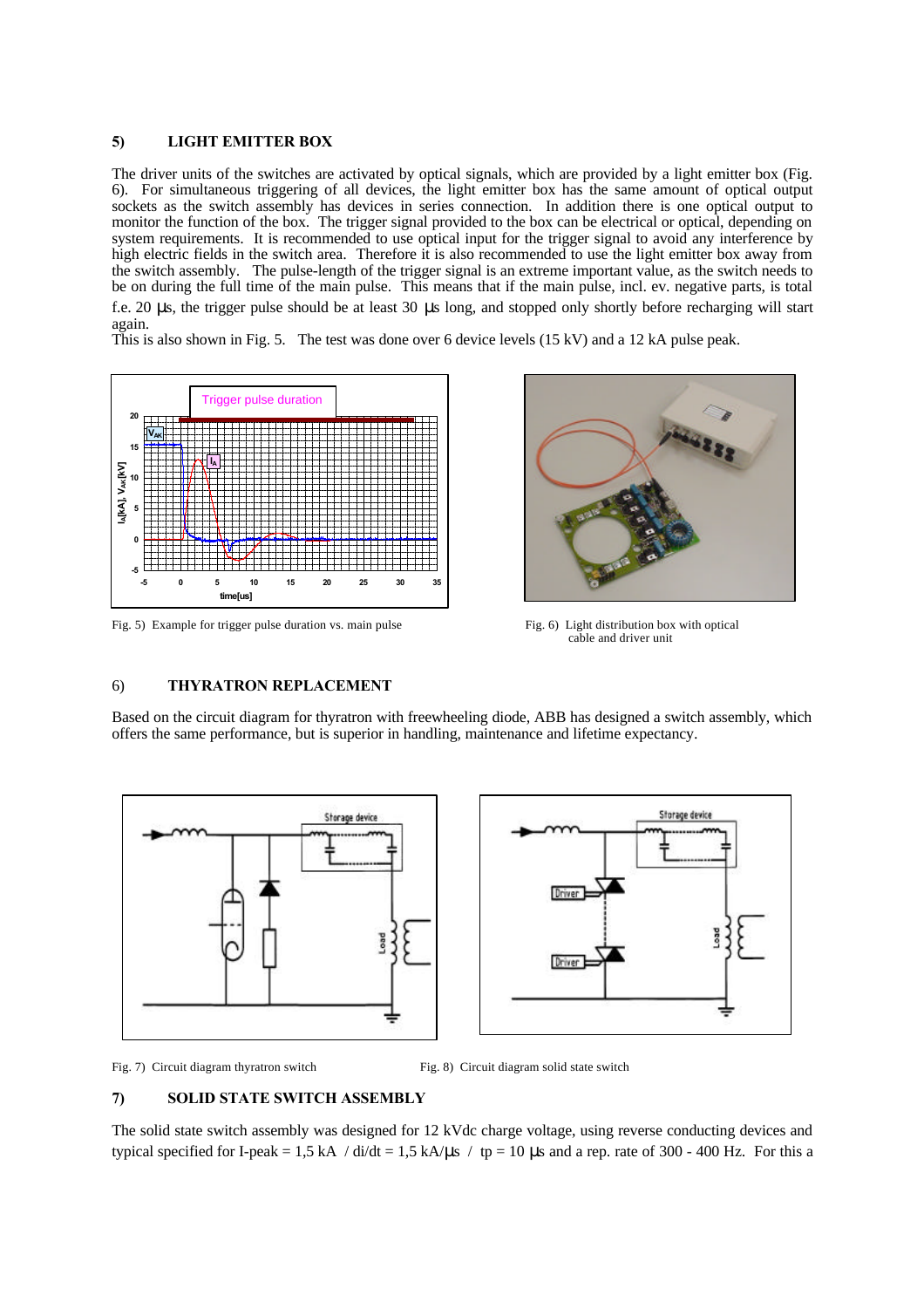## 5) LIGHT EMITTER BOX

The driver units of the switches are activated by optical signals, which are provided by a light emitter box (Fig. 6). For simultaneous triggering of all devices, the light emitter box has the same amount of optical output sockets as the switch assembly has devices in series connection. In addition there is one optical output to monitor the function of the box. The trigger signal provided to the box can be electrical or optical, depending on system requirements. It is recommended to use optical input for the trigger signal to avoid any interference by high electric fields in the switch area. Therefore it is also recommended to use the light emitter box away from the switch assembly. The pulse-length of the trigger signal is an extreme important value, as the switch needs to be on during the full time of the main pulse. This means that if the main pulse, incl. ev. negative parts, is total f.e. 20 µs, the trigger pulse should be at least 30 µs long, and stopped only shortly before recharging will start again.
This is also shown in Fig. 5. The test was done over 6 device levels (15 kV) and a 12 kA pulse peak.

Fig. 5) Example for trigger pulse duration vs. main pulse

Fig. 6) Light distribution box with optical cable and driver unit

## 6) THYRATRON REPLACEMENT

Based on the circuit diagram for thyratron with freewheeling diode, ABB has designed a switch assembly, which offers the same performance, but is superior in handling, maintenance and lifetime expectancy.

Fig. 7) Circuit diagram thyratron switch

Fig. 8) Circuit diagram solid state switch

## 7) SOLID STATE SWITCH ASSEMBLY

The solid state switch assembly was designed for 12 kVdc charge voltage, using reverse conducting devices and typical specified for I-peak = 1,5 kA / di/dt = 1,5 kA/µs / tp = 10 µs and a rep. rate of 300 - 400 Hz. For this a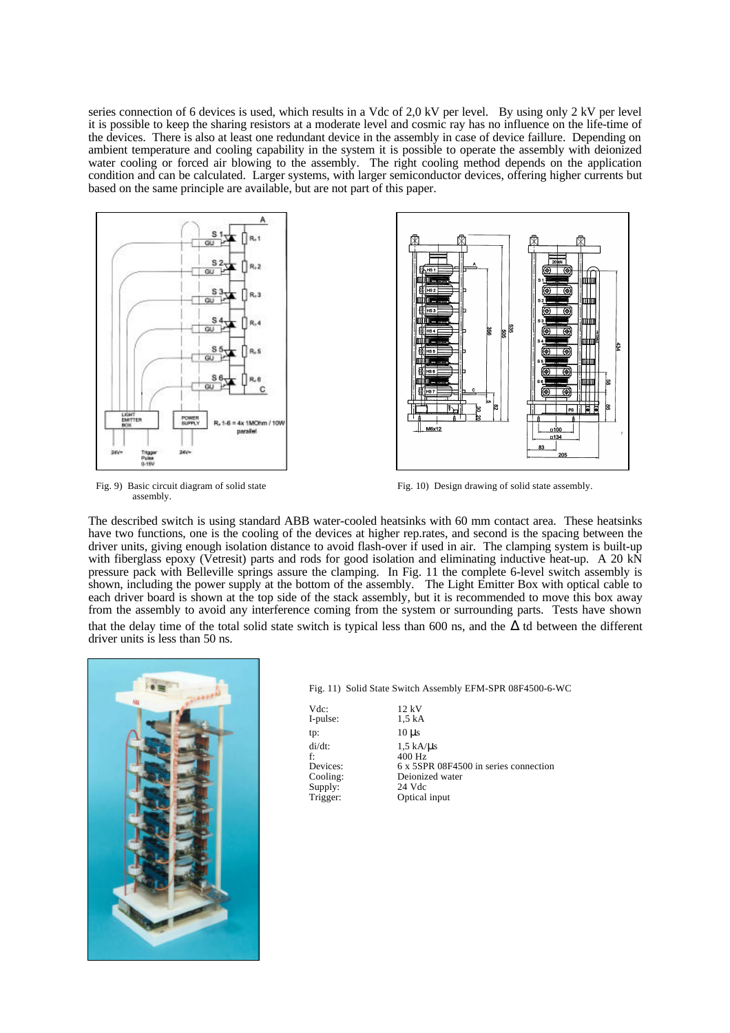series connection of 6 devices is used, which results in a Vdc of 2,0 kV per level. By using only 2 kV per level it is possible to keep the sharing resistors at a moderate level and cosmic ray has no influence on the life-time of the devices. There is also at least one redundant device in the assembly in case of device faillure. Depending on ambient temperature and cooling capability in the system it is possible to operate the assembly with deionized water cooling or forced air blowing to the assembly. The right cooling method depends on the application condition and can be calculated. Larger systems, with larger semiconductor devices, offering higher currents but based on the same principle are available, but are not part of this paper.

Fig. 9) Basic circuit diagram of solid state assembly.

Fig. 10) Design drawing of solid state assembly.

The described switch is using standard ABB water-cooled heatsinks with 60 mm contact area. These heatsinks have two functions, one is the cooling of the devices at higher rep.rates, and second is the spacing between the driver units, giving enough isolation distance to avoid flash-over if used in air. The clamping system is built-up with fiberglass epoxy (Vetresit) parts and rods for good isolation and eliminating inductive heat-up. A 20 kN pressure pack with Belleville springs assure the clamping. In Fig. 11 the complete 6-level switch assembly is shown, including the power supply at the bottom of the assembly. The Light Emitter Box with optical cable to each driver board is shown at the top side of the stack assembly, but it is recommended to move this box away from the assembly to avoid any interference coming from the system or surrounding parts. Tests have shown that the delay time of the total solid state switch is typical less than 600 ns, and the $\Delta$ td between the different driver units is less than 50 ns.

Fig. 11) Solid State Switch Assembly EFM-SPR 08F4500-6-WC

| | |
|---|---|
| Vdc: | 12 kV |
| I-pulse: | 1,5 kA |
| tp: | 10 µs |
| di/dt: | 1,5 kA/µs |
| f: | 400 Hz |
| Devices: | 6 x 5SPR 08F4500 in series connection |
| Cooling: | Deionized water |
| Supply: | 24 Vdc |
| Trigger: | Optical input |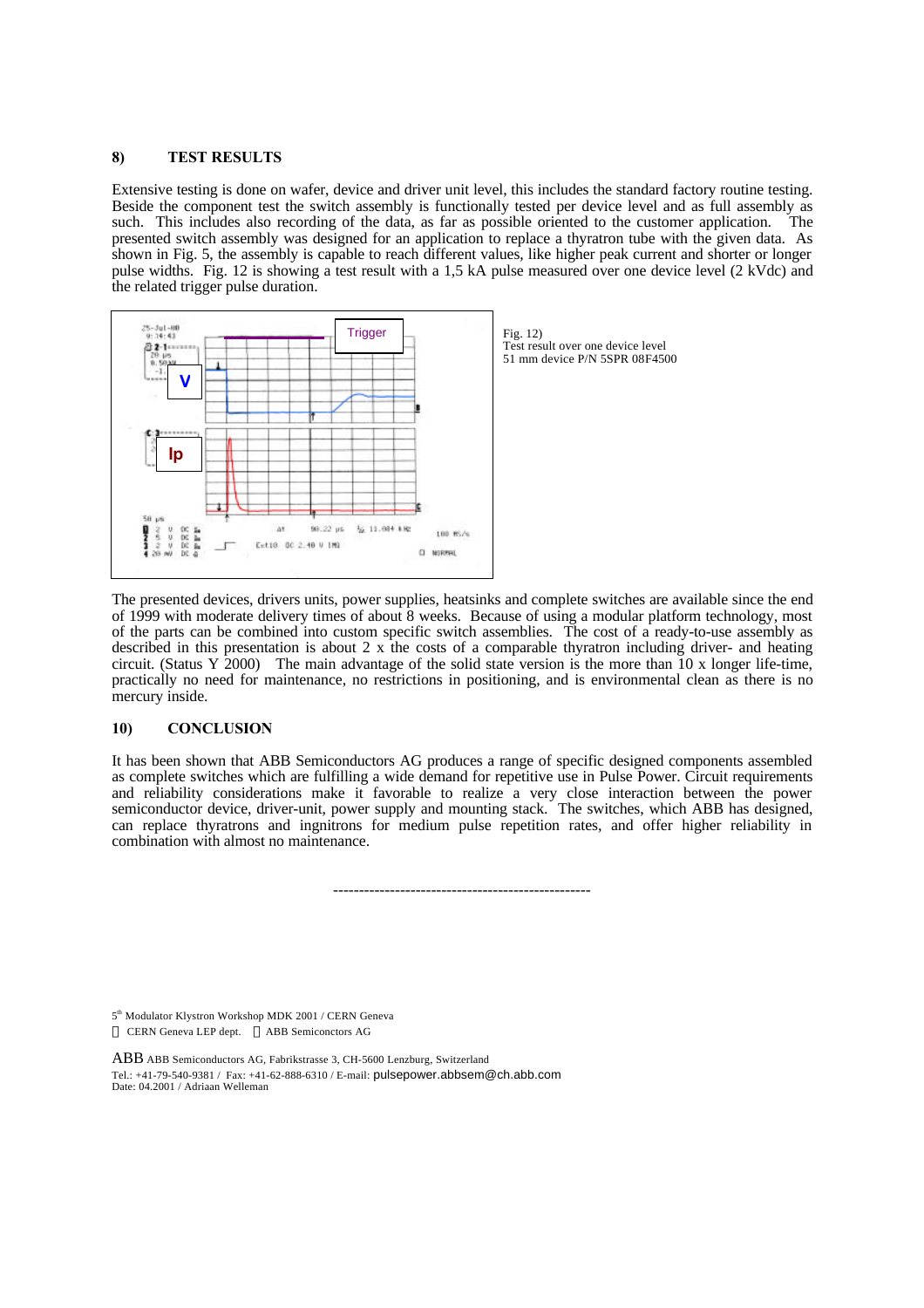## 8) TEST RESULTS

Extensive testing is done on wafer, device and driver unit level, this includes the standard factory routine testing. Beside the component test the switch assembly is functionally tested per device level and as full assembly as such. This includes also recording of the data, as far as possible oriented to the customer application. The presented switch assembly was designed for an application to replace a thyratron tube with the given data. As shown in Fig. 5, the assembly is capable to reach different values, like higher peak current and shorter or longer pulse widths. Fig. 12 is showing a test result with a 1,5 kA pulse measured over one device level (2 kVdc) and the related trigger pulse duration.

Trigger

V

Ip

Fig. 12)
Test result over one device level
51 mm device P/N 5SPR 08F4500

The presented devices, drivers units, power supplies, heatsinks and complete switches are available since the end of 1999 with moderate delivery times of about 8 weeks. Because of using a modular platform technology, most of the parts can be combined into custom specific switch assemblies. The cost of a ready-to-use assembly as described in this presentation is about 2 x the costs of a comparable thyratron including driver- and heating circuit. (Status Y 2000) The main advantage of the solid state version is the more than 10 x longer life-time, practically no need for maintenance, no restrictions in positioning, and is environmental clean as there is no mercury inside.

## 10) CONCLUSION

It has been shown that ABB Semiconductors AG produces a range of specific designed components assembled as complete switches which are fulfilling a wide demand for repetitive use in Pulse Power. Circuit requirements and reliability considerations make it favorable to realize a very close interaction between the power semiconductor device, driver-unit, power supply and mounting stack. The switches, which ABB has designed, can replace thyratrons and ingnitrons for medium pulse repetition rates, and offer higher reliability in combination with almost no maintenance.

---------------------------------------------------

5[th] Modulator Klystron Workshop MDK 2001 / CERN Geneva
CERN Geneva LEP dept. ABB Semiconctors AG

ABB ABB Semiconductors AG, Fabrikstrasse 3, CH-5600 Lenzburg, Switzerland
Tel.: +41-79-540-9381 / Fax: +41-62-888-6310 / E-mail: pulsepower.abbsem@ch.abb.com
Date: 04.2001 / Adriaan Welleman